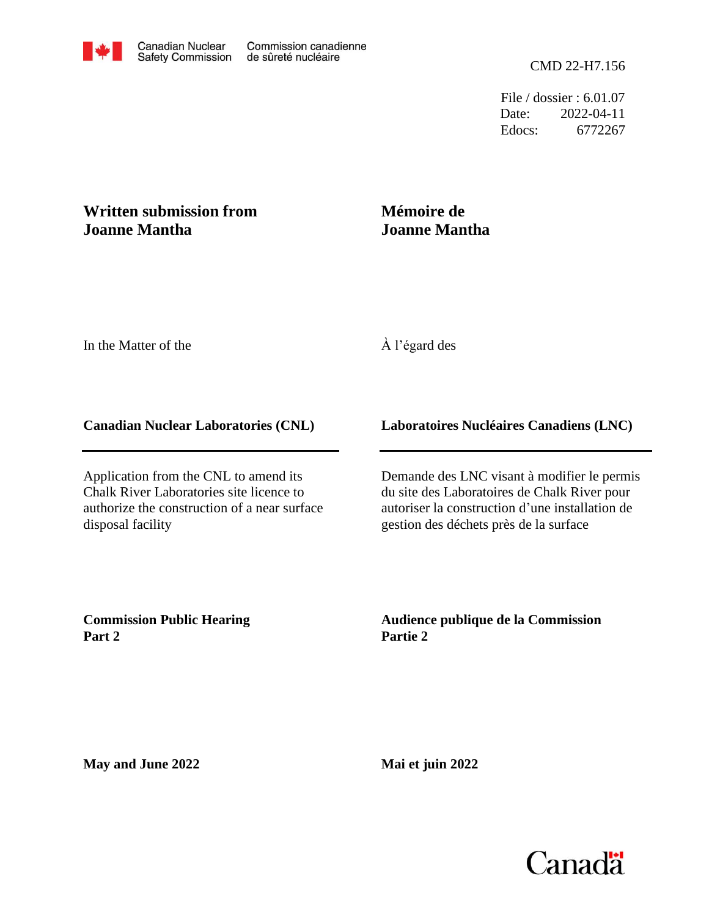Canadian Nuclear Safety Commission | Commission canadienne de sûreté nucléaire

CMD 22-H7.156

File / dossier : 6.01.07
Date: 2022-04-11
Edocs: 6772267

# Written submission from Joanne Mantha

# Mémoire de Joanne Mantha

In the Matter of the

À l'égard des

**Canadian Nuclear Laboratories (CNL)**

**Laboratoires Nucléaires Canadiens (LNC)**

Application from the CNL to amend its Chalk River Laboratories site licence to authorize the construction of a near surface disposal facility

Demande des LNC visant à modifier le permis du site des Laboratoires de Chalk River pour autoriser la construction d'une installation de gestion des déchets près de la surface

**Commission Public Hearing**
**Part 2**

**Audience publique de la Commission**
**Partie 2**

**May and June 2022**

**Mai et juin 2022**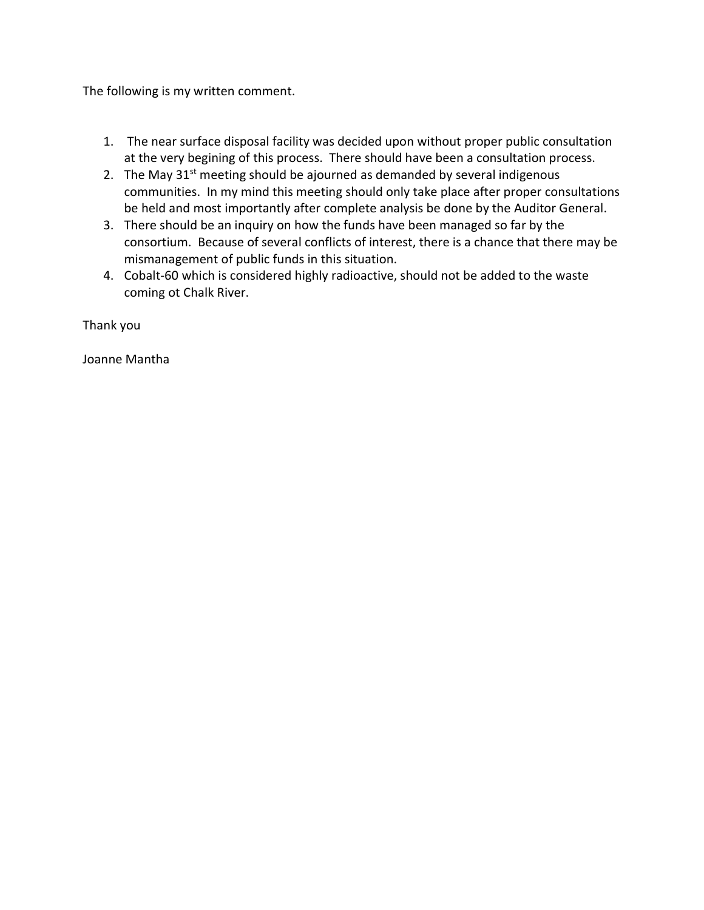The following is my written comment.

1. The near surface disposal facility was decided upon without proper public consultation at the very begining of this process. There should have been a consultation process.
2. The May 31st meeting should be ajourned as demanded by several indigenous communities. In my mind this meeting should only take place after proper consultations be held and most importantly after complete analysis be done by the Auditor General.
3. There should be an inquiry on how the funds have been managed so far by the consortium. Because of several conflicts of interest, there is a chance that there may be mismanagement of public funds in this situation.
4. Cobalt-60 which is considered highly radioactive, should not be added to the waste coming ot Chalk River.

Thank you

Joanne Mantha